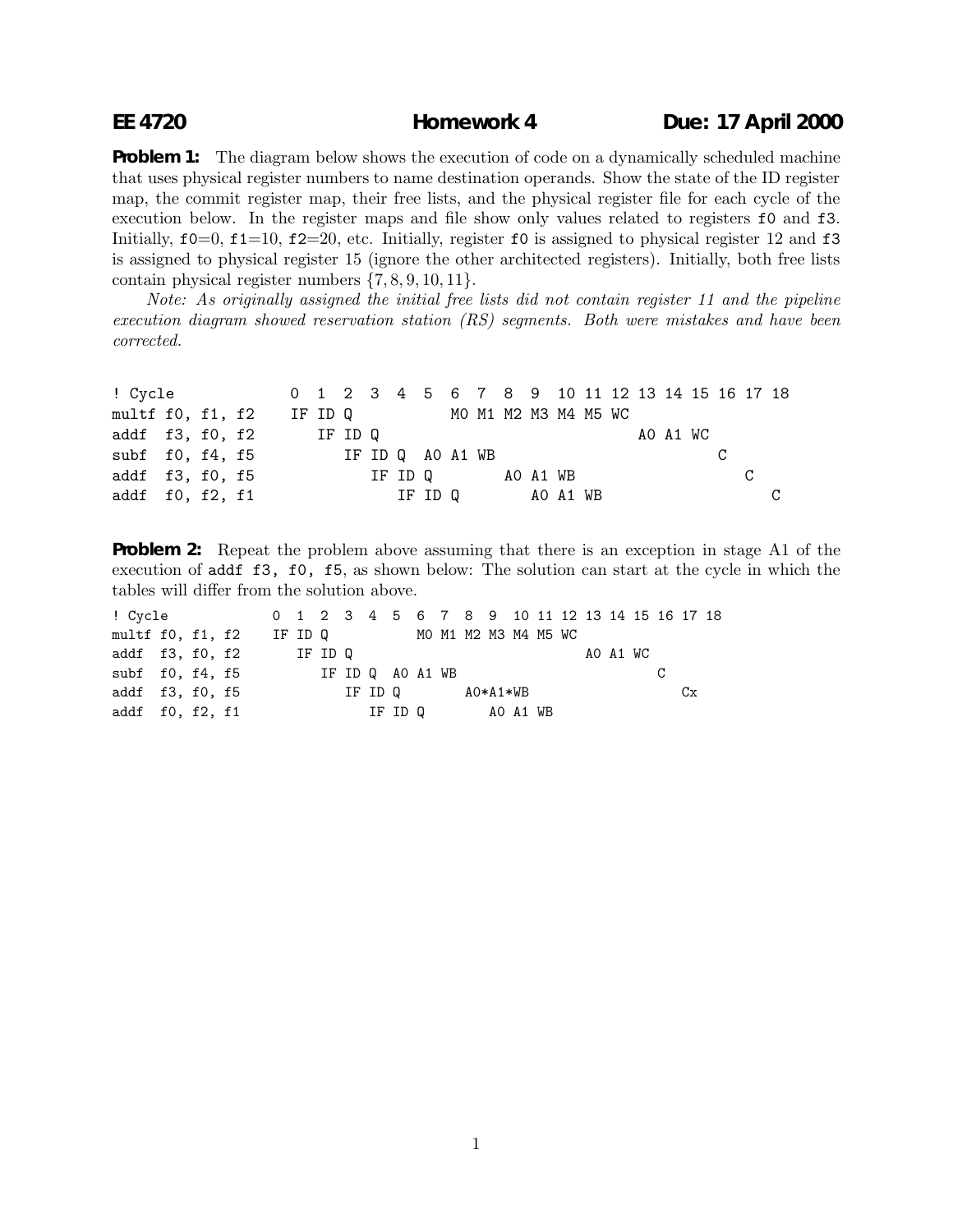**EE 4720** **Homework 4** **Due: 17 April 2000**

**Problem 1:** The diagram below shows the execution of code on a dynamically scheduled machine that uses physical register numbers to name destination operands. Show the state of the ID register map, the commit register map, their free lists, and the physical register file for each cycle of the execution below. In the register maps and file show only values related to registers `f0` and `f3`. Initially, `f0`=0, `f1`=10, `f2`=20, etc. Initially, register `f0` is assigned to physical register 12 and `f3` is assigned to physical register 15 (ignore the other architected registers). Initially, both free lists contain physical register numbers $\{7, 8, 9, 10, 11\}$.

*Note: As originally assigned the initial free lists did not contain register 11 and the pipeline execution diagram showed reservation station (RS) segments. Both were mistakes and have been corrected.*

```
! Cycle            0  1  2  3  4  5  6  7  8  9  10 11 12 13 14 15 16 17 18
multf f0, f1, f2   IF ID Q           M0 M1 M2 M3 M4 M5 WC
addf  f3, f0, f2      IF ID Q                             A0 A1 WC
subf  f0, f4, f5         IF ID Q  A0 A1 WB                            C
addf  f3, f0, f5            IF ID Q        A0 A1 WB                      C
addf  f0, f2, f1               IF ID Q        A0 A1 WB                      C
```

**Problem 2:** Repeat the problem above assuming that there is an exception in stage A1 of the execution of `addf f3, f0, f5`, as shown below: The solution can start at the cycle in which the tables will differ from the solution above.

```
! Cycle            0  1  2  3  4  5  6  7  8  9  10 11 12 13 14 15 16 17 18
multf f0, f1, f2   IF ID Q           M0 M1 M2 M3 M4 M5 WC
addf  f3, f0, f2      IF ID Q                             A0 A1 WC
subf  f0, f4, f5         IF ID Q  A0 A1 WB                            C
addf  f3, f0, f5            IF ID Q        A0*A1*WB                      Cx
addf  f0, f2, f1               IF ID Q        A0 A1 WB
```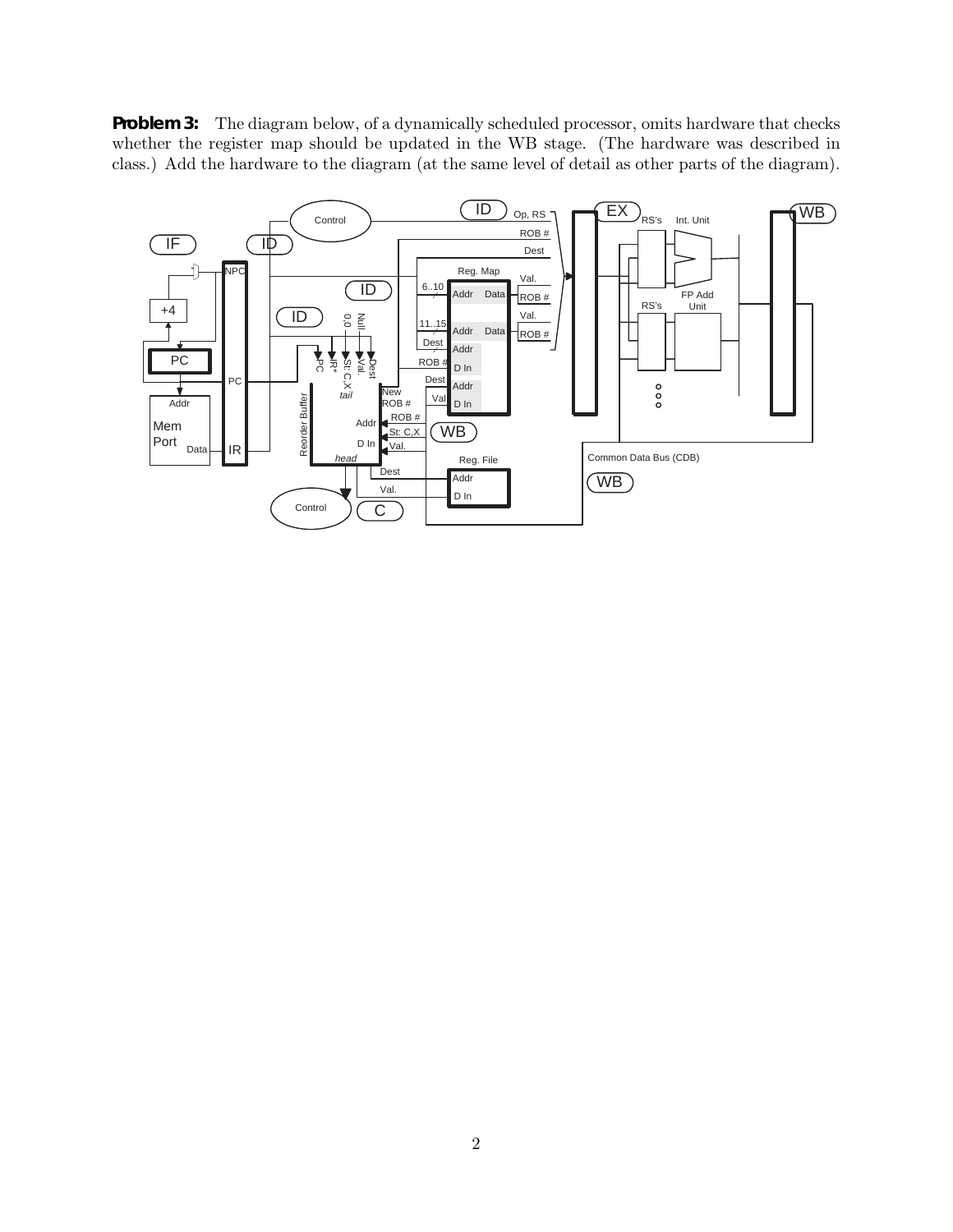**Problem 3:** The diagram below, of a dynamically scheduled processor, omits hardware that checks whether the register map should be updated in the WB stage. (The hardware was described in class.) Add the hardware to the diagram (at the same level of detail as other parts of the diagram).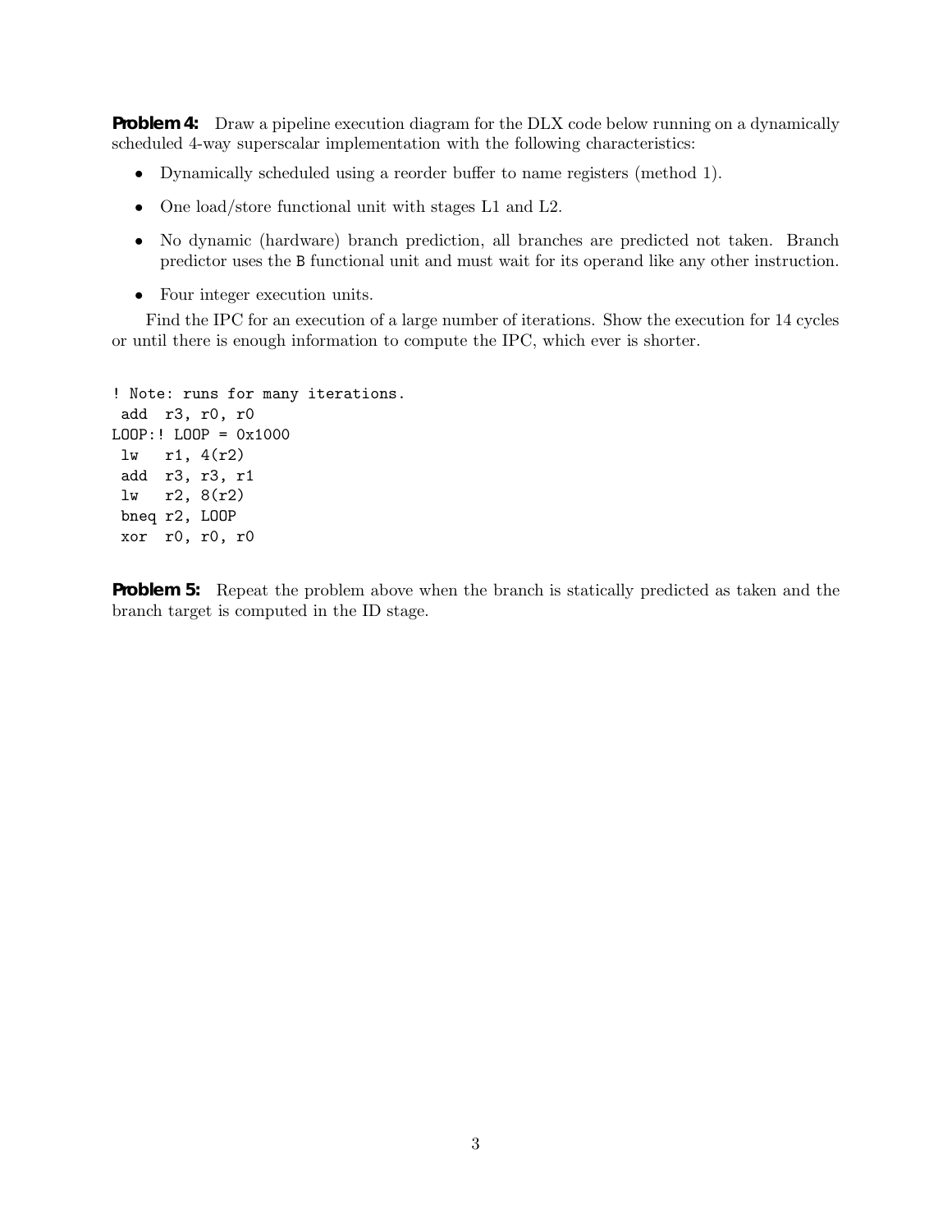**Problem 4:** Draw a pipeline execution diagram for the DLX code below running on a dynamically scheduled 4-way superscalar implementation with the following characteristics:

- Dynamically scheduled using a reorder buffer to name registers (method 1).
- One load/store functional unit with stages L1 and L2.
- No dynamic (hardware) branch prediction, all branches are predicted not taken. Branch predictor uses the `B` functional unit and must wait for its operand like any other instruction.
- Four integer execution units.

Find the IPC for an execution of a large number of iterations. Show the execution for 14 cycles or until there is enough information to compute the IPC, which ever is shorter.

```
! Note: runs for many iterations.
 add  r3, r0, r0
LOOP:! LOOP = 0x1000
 lw   r1, 4(r2)
 add  r3, r3, r1
 lw   r2, 8(r2)
 bneq r2, LOOP
 xor  r0, r0, r0
```

**Problem 5:** Repeat the problem above when the branch is statically predicted as taken and the branch target is computed in the ID stage.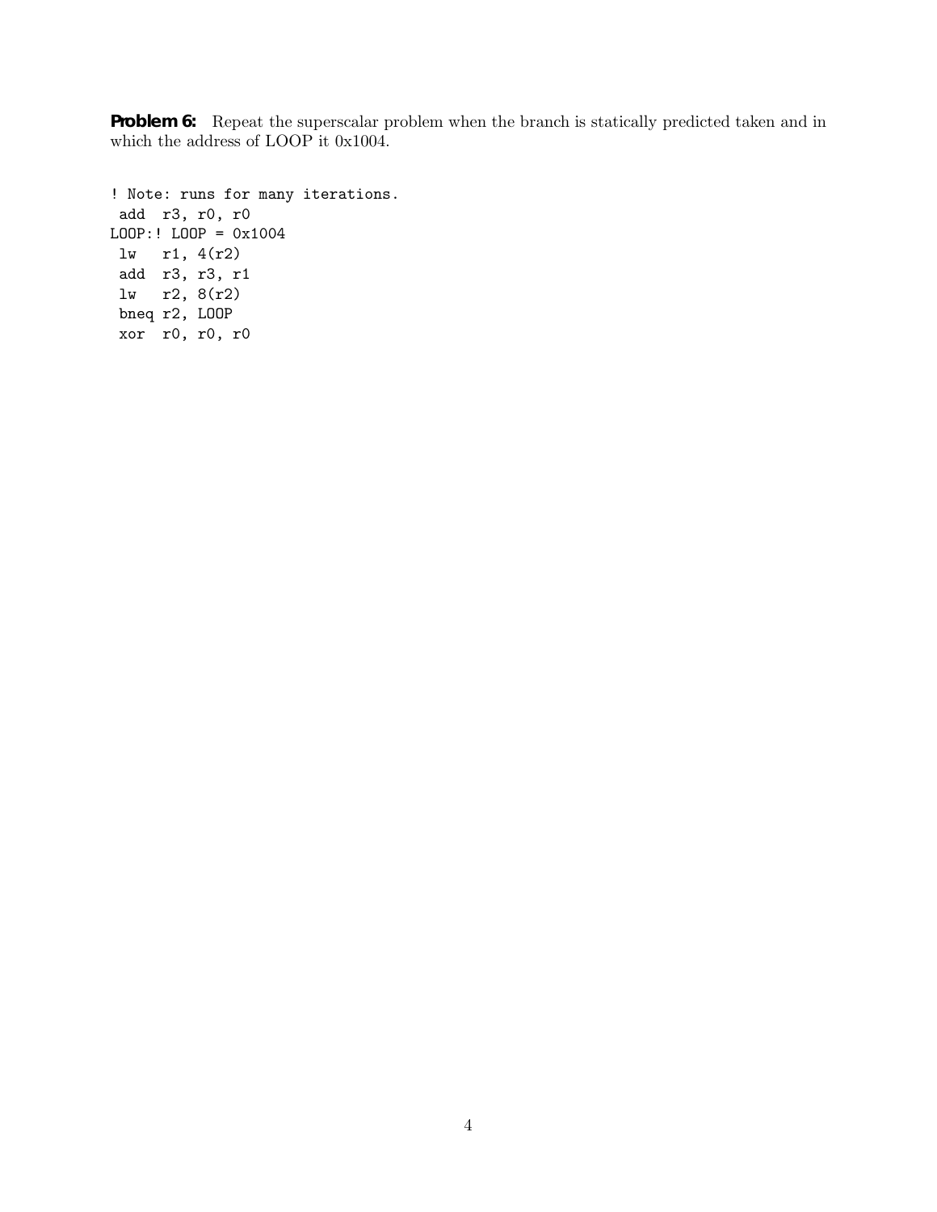**Problem 6:** Repeat the superscalar problem when the branch is statically predicted taken and in which the address of LOOP it 0x1004.

```
! Note: runs for many iterations.
 add  r3, r0, r0
LOOP:! LOOP = 0x1004
 lw   r1, 4(r2)
 add  r3, r3, r1
 lw   r2, 8(r2)
 bneq r2, LOOP
 xor  r0, r0, r0
```